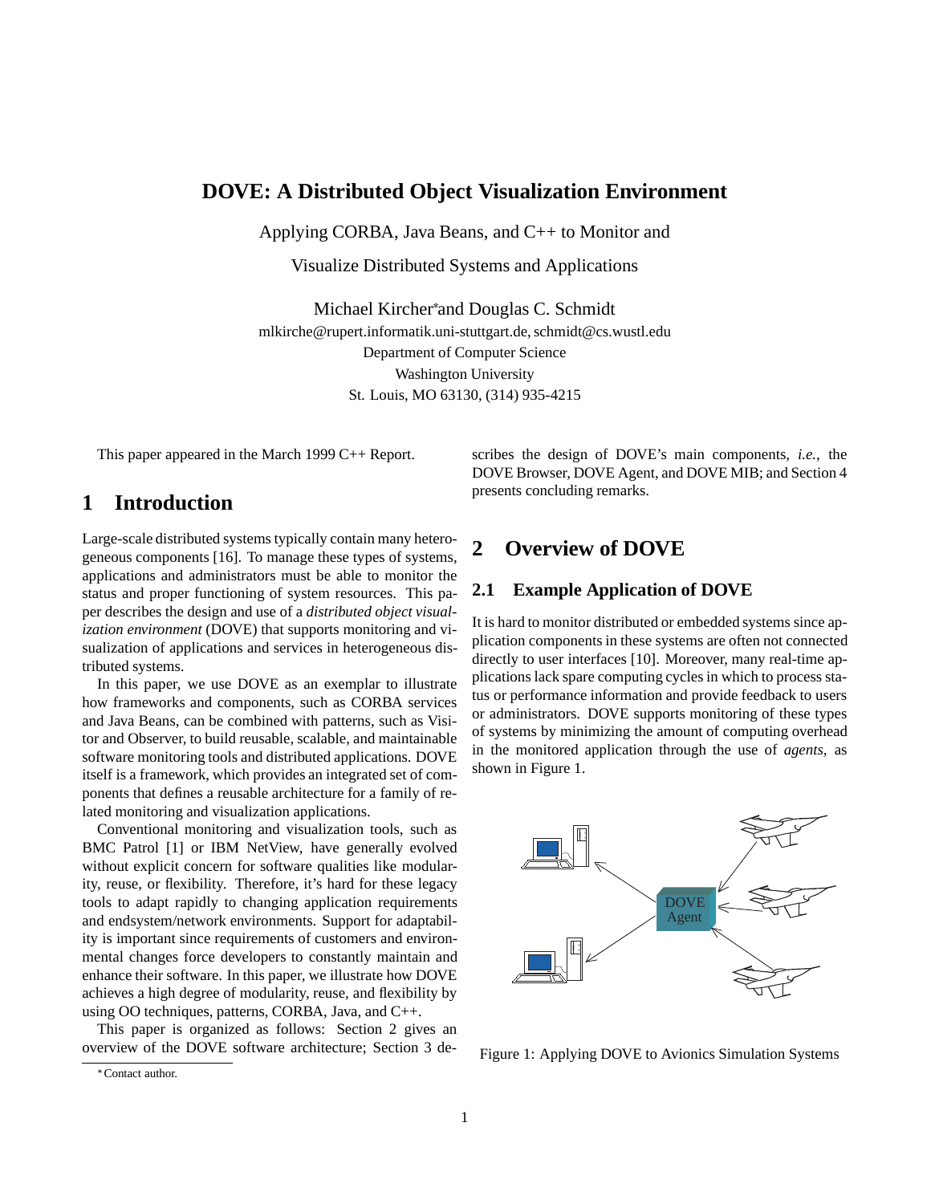# DOVE: A Distributed Object Visualization Environment

Applying CORBA, Java Beans, and C++ to Monitor and

Visualize Distributed Systems and Applications

Michael Kircher* and Douglas C. Schmidt

mlkirche@rupert.informatik.uni-stuttgart.de, schmidt@cs.wustl.edu

Department of Computer Science

Washington University

St. Louis, MO 63130, (314) 935-4215

This paper appeared in the March 1999 C++ Report.

## 1 Introduction

Large-scale distributed systems typically contain many heterogeneous components [16]. To manage these types of systems, applications and administrators must be able to monitor the status and proper functioning of system resources. This paper describes the design and use of a *distributed object visualization environment* (DOVE) that supports monitoring and visualization of applications and services in heterogeneous distributed systems.

In this paper, we use DOVE as an exemplar to illustrate how frameworks and components, such as CORBA services and Java Beans, can be combined with patterns, such as Visitor and Observer, to build reusable, scalable, and maintainable software monitoring tools and distributed applications. DOVE itself is a framework, which provides an integrated set of components that defines a reusable architecture for a family of related monitoring and visualization applications.

Conventional monitoring and visualization tools, such as BMC Patrol [1] or IBM NetView, have generally evolved without explicit concern for software qualities like modularity, reuse, or flexibility. Therefore, it's hard for these legacy tools to adapt rapidly to changing application requirements and endsystem/network environments. Support for adaptability is important since requirements of customers and environmental changes force developers to constantly maintain and enhance their software. In this paper, we illustrate how DOVE achieves a high degree of modularity, reuse, and flexibility by using OO techniques, patterns, CORBA, Java, and C++.

This paper is organized as follows: Section 2 gives an overview of the DOVE software architecture; Section 3 describes the design of DOVE's main components, *i.e.*, the DOVE Browser, DOVE Agent, and DOVE MIB; and Section 4 presents concluding remarks.

## 2 Overview of DOVE

### 2.1 Example Application of DOVE

It is hard to monitor distributed or embedded systems since application components in these systems are often not connected directly to user interfaces [10]. Moreover, many real-time applications lack spare computing cycles in which to process status or performance information and provide feedback to users or administrators. DOVE supports monitoring of these types of systems by minimizing the amount of computing overhead in the monitored application through the use of *agents*, as shown in Figure 1.

Figure 1: Applying DOVE to Avionics Simulation Systems

*Contact author.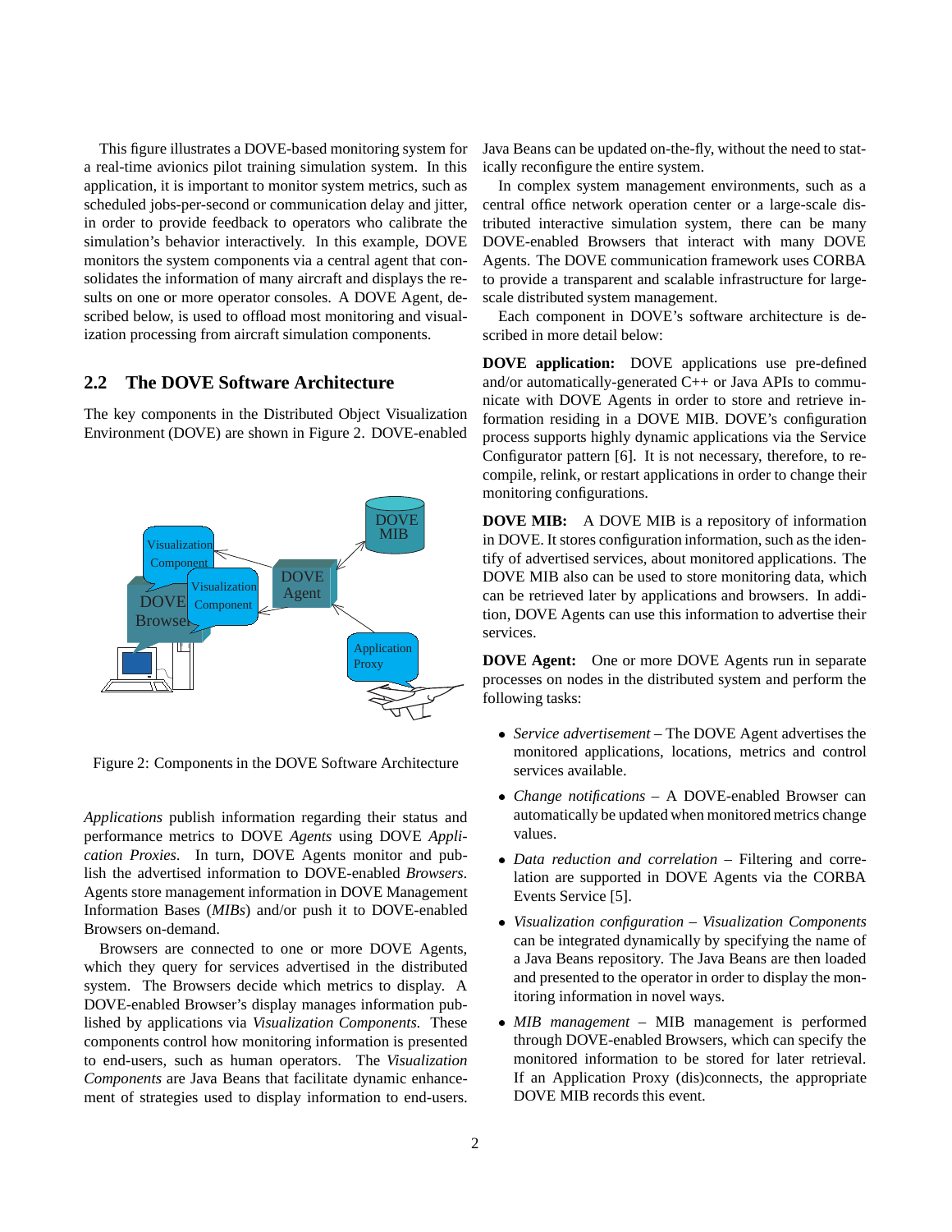This figure illustrates a DOVE-based monitoring system for a real-time avionics pilot training simulation system. In this application, it is important to monitor system metrics, such as scheduled jobs-per-second or communication delay and jitter, in order to provide feedback to operators who calibrate the simulation's behavior interactively. In this example, DOVE monitors the system components via a central agent that consolidates the information of many aircraft and displays the results on one or more operator consoles. A DOVE Agent, described below, is used to offload most monitoring and visualization processing from aircraft simulation components.

## 2.2 The DOVE Software Architecture

The key components in the Distributed Object Visualization Environment (DOVE) are shown in Figure 2. DOVE-enabled

Figure 2: Components in the DOVE Software Architecture

*Applications* publish information regarding their status and performance metrics to DOVE *Agents* using DOVE *Application Proxies*. In turn, DOVE Agents monitor and publish the advertised information to DOVE-enabled *Browsers*. Agents store management information in DOVE Management Information Bases (*MIBs*) and/or push it to DOVE-enabled Browsers on-demand.

Browsers are connected to one or more DOVE Agents, which they query for services advertised in the distributed system. The Browsers decide which metrics to display. A DOVE-enabled Browser's display manages information published by applications via *Visualization Components*. These components control how monitoring information is presented to end-users, such as human operators. The *Visualization Components* are Java Beans that facilitate dynamic enhancement of strategies used to display information to end-users. Java Beans can be updated on-the-fly, without the need to statically reconfigure the entire system.

In complex system management environments, such as a central office network operation center or a large-scale distributed interactive simulation system, there can be many DOVE-enabled Browsers that interact with many DOVE Agents. The DOVE communication framework uses CORBA to provide a transparent and scalable infrastructure for large-scale distributed system management.

Each component in DOVE's software architecture is described in more detail below:

**DOVE application:** DOVE applications use pre-defined and/or automatically-generated C++ or Java APIs to communicate with DOVE Agents in order to store and retrieve information residing in a DOVE MIB. DOVE's configuration process supports highly dynamic applications via the Service Configurator pattern [6]. It is not necessary, therefore, to recompile, relink, or restart applications in order to change their monitoring configurations.

**DOVE MIB:** A DOVE MIB is a repository of information in DOVE. It stores configuration information, such as the identify of advertised services, about monitored applications. The DOVE MIB also can be used to store monitoring data, which can be retrieved later by applications and browsers. In addition, DOVE Agents can use this information to advertise their services.

**DOVE Agent:** One or more DOVE Agents run in separate processes on nodes in the distributed system and perform the following tasks:

- *Service advertisement* – The DOVE Agent advertises the monitored applications, locations, metrics and control services available.
- *Change notifications* – A DOVE-enabled Browser can automatically be updated when monitored metrics change values.
- *Data reduction and correlation* – Filtering and correlation are supported in DOVE Agents via the CORBA Events Service [5].
- *Visualization configuration* – *Visualization Components* can be integrated dynamically by specifying the name of a Java Beans repository. The Java Beans are then loaded and presented to the operator in order to display the monitoring information in novel ways.
- *MIB management* – MIB management is performed through DOVE-enabled Browsers, which can specify the monitored information to be stored for later retrieval. If an Application Proxy (dis)connects, the appropriate DOVE MIB records this event.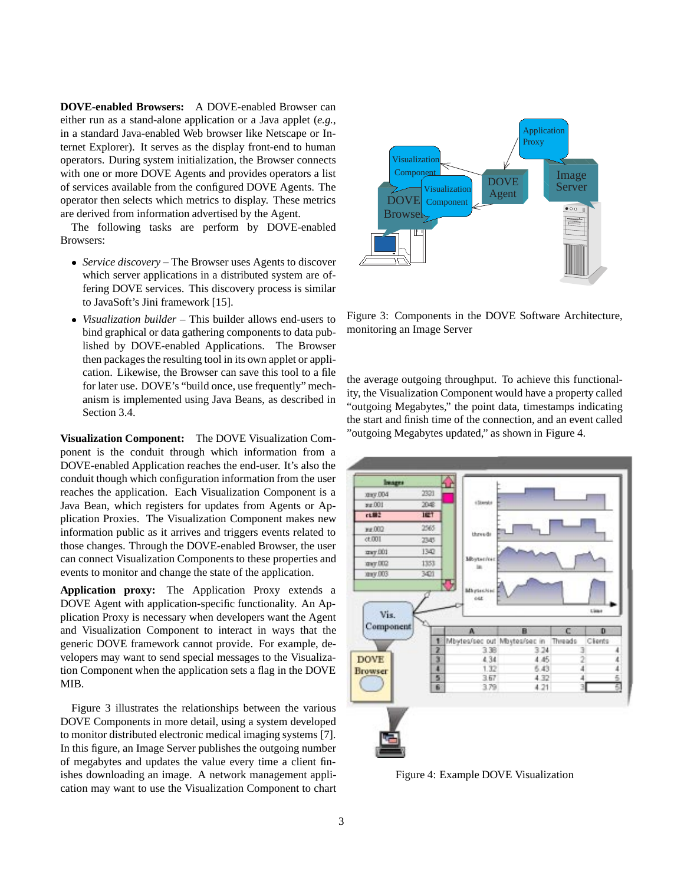**DOVE-enabled Browsers:** A DOVE-enabled Browser can either run as a stand-alone application or a Java applet (*e.g.*, in a standard Java-enabled Web browser like Netscape or Internet Explorer). It serves as the display front-end to human operators. During system initialization, the Browser connects with one or more DOVE Agents and provides operators a list of services available from the configured DOVE Agents. The operator then selects which metrics to display. These metrics are derived from information advertised by the Agent.

The following tasks are perform by DOVE-enabled Browsers:

- *Service discovery* – The Browser uses Agents to discover which server applications in a distributed system are offering DOVE services. This discovery process is similar to JavaSoft's Jini framework [15].
- *Visualization builder* – This builder allows end-users to bind graphical or data gathering components to data published by DOVE-enabled Applications. The Browser then packages the resulting tool in its own applet or application. Likewise, the Browser can save this tool to a file for later use. DOVE's "build once, use frequently" mechanism is implemented using Java Beans, as described in Section 3.4.

**Visualization Component:** The DOVE Visualization Component is the conduit through which information from a DOVE-enabled Application reaches the end-user. It's also the conduit though which configuration information from the user reaches the application. Each Visualization Component is a Java Bean, which registers for updates from Agents or Application Proxies. The Visualization Component makes new information public as it arrives and triggers events related to those changes. Through the DOVE-enabled Browser, the user can connect Visualization Components to these properties and events to monitor and change the state of the application.

**Application proxy:** The Application Proxy extends a DOVE Agent with application-specific functionality. An Application Proxy is necessary when developers want the Agent and Visualization Component to interact in ways that the generic DOVE framework cannot provide. For example, developers may want to send special messages to the Visualization Component when the application sets a flag in the DOVE MIB.

Figure 3 illustrates the relationships between the various DOVE Components in more detail, using a system developed to monitor distributed electronic medical imaging systems [7]. In this figure, an Image Server publishes the outgoing number of megabytes and updates the value every time a client finishes downloading an image. A network management application may want to use the Visualization Component to chart the average outgoing throughput. To achieve this functionality, the Visualization Component would have a property called "outgoing Megabytes," the point data, timestamps indicating the start and finish time of the connection, and an event called "outgoing Megabytes updated," as shown in Figure 4.

Figure 3: Components in the DOVE Software Architecture, monitoring an Image Server

Figure 4: Example DOVE Visualization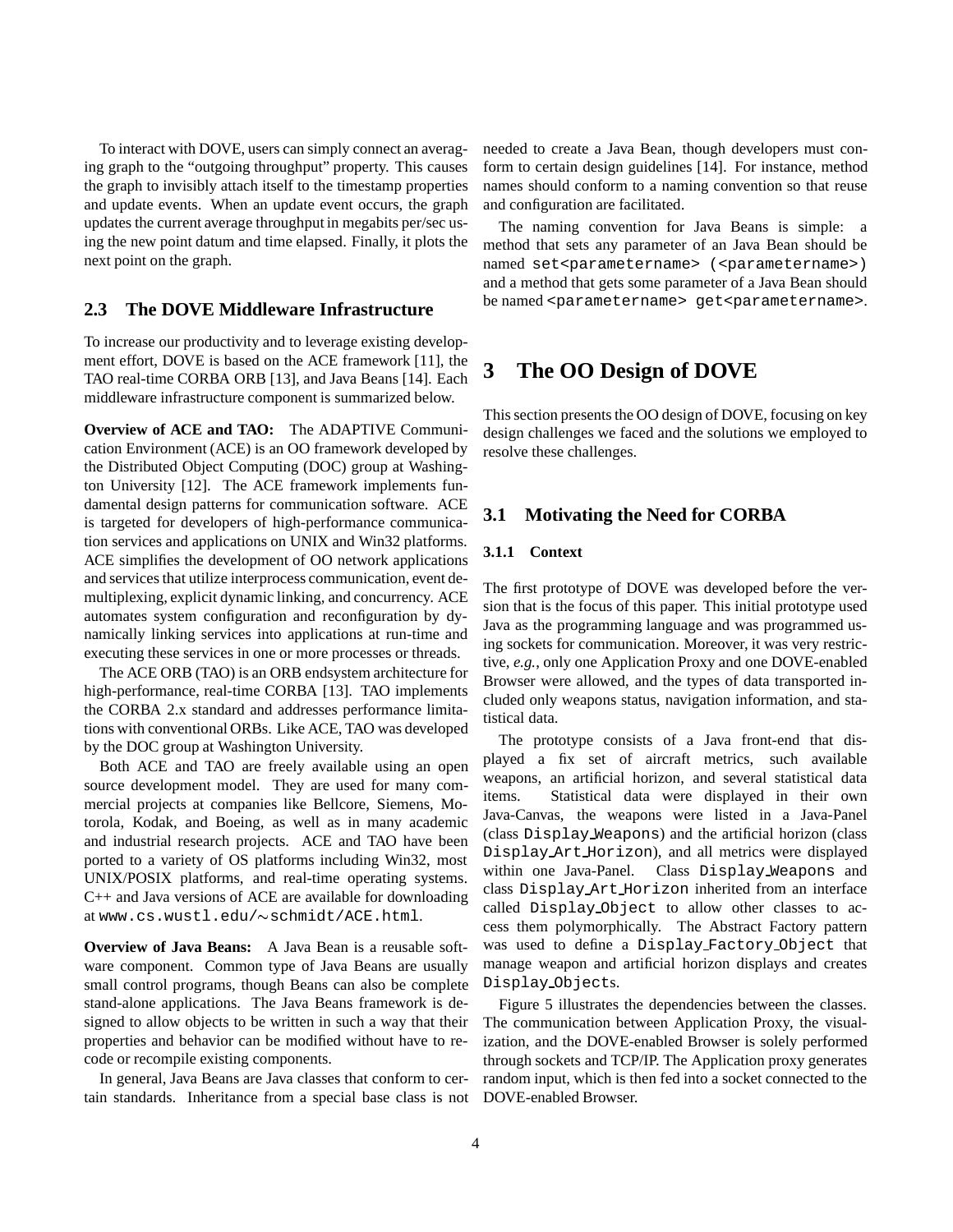To interact with DOVE, users can simply connect an averaging graph to the "outgoing throughput" property. This causes the graph to invisibly attach itself to the timestamp properties and update events. When an update event occurs, the graph updates the current average throughput in megabits per/sec using the new point datum and time elapsed. Finally, it plots the next point on the graph.

### 2.3 The DOVE Middleware Infrastructure

To increase our productivity and to leverage existing development effort, DOVE is based on the ACE framework [11], the TAO real-time CORBA ORB [13], and Java Beans [14]. Each middleware infrastructure component is summarized below.

**Overview of ACE and TAO:** The ADAPTIVE Communication Environment (ACE) is an OO framework developed by the Distributed Object Computing (DOC) group at Washington University [12]. The ACE framework implements fundamental design patterns for communication software. ACE is targeted for developers of high-performance communication services and applications on UNIX and Win32 platforms. ACE simplifies the development of OO network applications and services that utilize interprocess communication, event demultiplexing, explicit dynamic linking, and concurrency. ACE automates system configuration and reconfiguration by dynamically linking services into applications at run-time and executing these services in one or more processes or threads.

The ACE ORB (TAO) is an ORB endsystem architecture for high-performance, real-time CORBA [13]. TAO implements the CORBA 2.x standard and addresses performance limitations with conventional ORBs. Like ACE, TAO was developed by the DOC group at Washington University.

Both ACE and TAO are freely available using an open source development model. They are used for many commercial projects at companies like Bellcore, Siemens, Motorola, Kodak, and Boeing, as well as in many academic and industrial research projects. ACE and TAO have been ported to a variety of OS platforms including Win32, most UNIX/POSIX platforms, and real-time operating systems. C++ and Java versions of ACE are available for downloading at `www.cs.wustl.edu/~schmidt/ACE.html`.

**Overview of Java Beans:** A Java Bean is a reusable software component. Common type of Java Beans are usually small control programs, though Beans can also be complete stand-alone applications. The Java Beans framework is designed to allow objects to be written in such a way that their properties and behavior can be modified without have to recode or recompile existing components.

In general, Java Beans are Java classes that conform to certain standards. Inheritance from a special base class is not needed to create a Java Bean, though developers must conform to certain design guidelines [14]. For instance, method names should conform to a naming convention so that reuse and configuration are facilitated.

The naming convention for Java Beans is simple: a method that sets any parameter of an Java Bean should be named `set<parametername> (<parametername>)` and a method that gets some parameter of a Java Bean should be named `<parametername> get<parametername>`.

## 3 The OO Design of DOVE

This section presents the OO design of DOVE, focusing on key design challenges we faced and the solutions we employed to resolve these challenges.

### 3.1 Motivating the Need for CORBA

#### 3.1.1 Context

The first prototype of DOVE was developed before the version that is the focus of this paper. This initial prototype used Java as the programming language and was programmed using sockets for communication. Moreover, it was very restrictive, *e.g.*, only one Application Proxy and one DOVE-enabled Browser were allowed, and the types of data transported included only weapons status, navigation information, and statistical data.

The prototype consists of a Java front-end that displayed a fix set of aircraft metrics, such available weapons, an artificial horizon, and several statistical data items. Statistical data were displayed in their own Java-Canvas, the weapons were listed in a Java-Panel (class `Display_Weapons`) and the artificial horizon (class `Display_Art_Horizon`), and all metrics were displayed within one Java-Panel. Class `Display_Weapons` and class `Display_Art_Horizon` inherited from an interface called `Display_Object` to allow other classes to access them polymorphically. The Abstract Factory pattern was used to define a `Display_Factory_Object` that manage weapon and artificial horizon displays and creates `Display_Object`s.

Figure 5 illustrates the dependencies between the classes. The communication between Application Proxy, the visualization, and the DOVE-enabled Browser is solely performed through sockets and TCP/IP. The Application proxy generates random input, which is then fed into a socket connected to the DOVE-enabled Browser.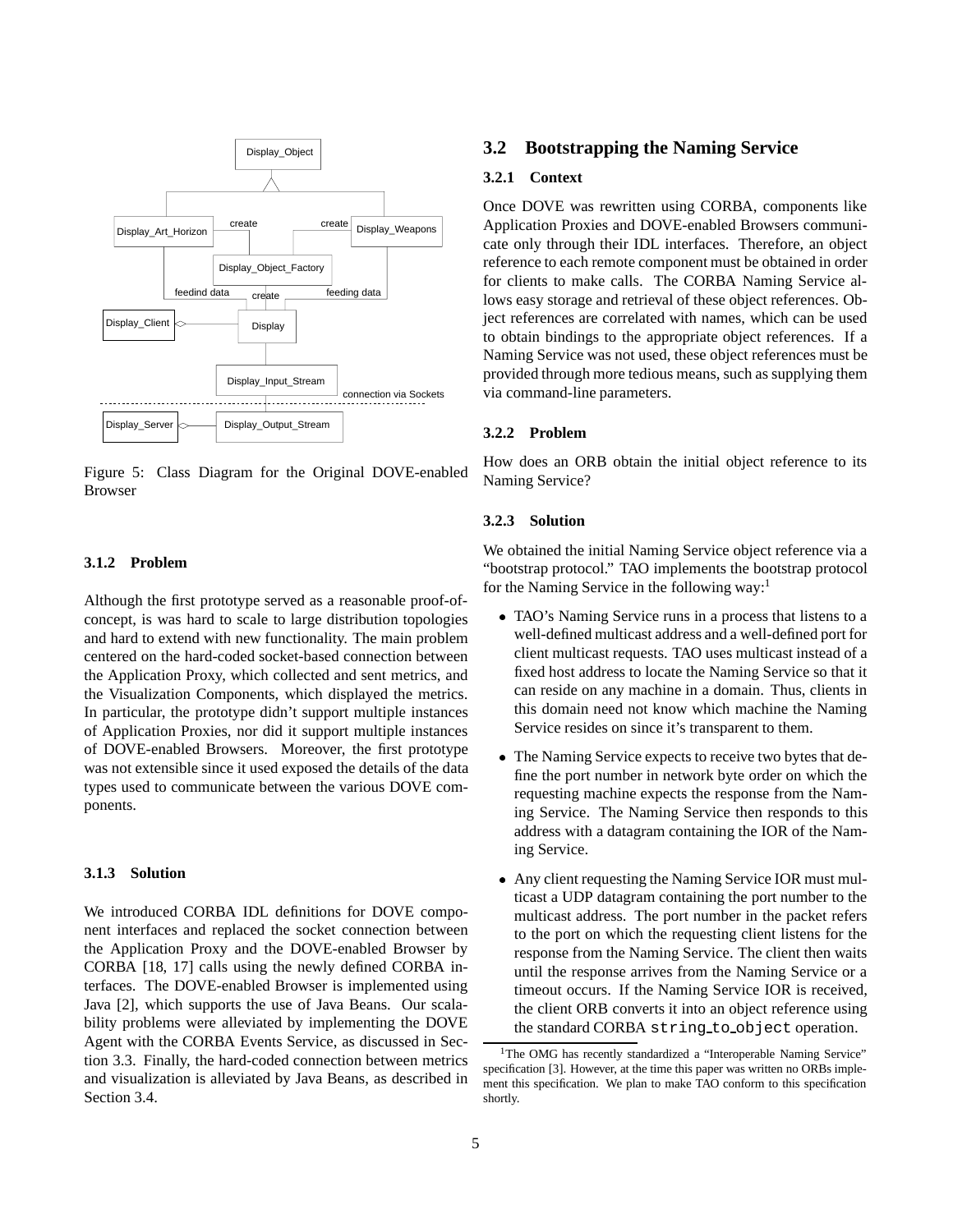Figure 5: Class Diagram for the Original DOVE-enabled Browser

### 3.1.2 Problem

Although the first prototype served as a reasonable proof-of-concept, is was hard to scale to large distribution topologies and hard to extend with new functionality. The main problem centered on the hard-coded socket-based connection between the Application Proxy, which collected and sent metrics, and the Visualization Components, which displayed the metrics. In particular, the prototype didn't support multiple instances of Application Proxies, nor did it support multiple instances of DOVE-enabled Browsers. Moreover, the first prototype was not extensible since it used exposed the details of the data types used to communicate between the various DOVE components.

### 3.1.3 Solution

We introduced CORBA IDL definitions for DOVE component interfaces and replaced the socket connection between the Application Proxy and the DOVE-enabled Browser by CORBA [18, 17] calls using the newly defined CORBA interfaces. The DOVE-enabled Browser is implemented using Java [2], which supports the use of Java Beans. Our scalability problems were alleviated by implementing the DOVE Agent with the CORBA Events Service, as discussed in Section 3.3. Finally, the hard-coded connection between metrics and visualization is alleviated by Java Beans, as described in Section 3.4.

## 3.2 Bootstrapping the Naming Service

### 3.2.1 Context

Once DOVE was rewritten using CORBA, components like Application Proxies and DOVE-enabled Browsers communicate only through their IDL interfaces. Therefore, an object reference to each remote component must be obtained in order for clients to make calls. The CORBA Naming Service allows easy storage and retrieval of these object references. Object references are correlated with names, which can be used to obtain bindings to the appropriate object references. If a Naming Service was not used, these object references must be provided through more tedious means, such as supplying them via command-line parameters.

### 3.2.2 Problem

How does an ORB obtain the initial object reference to its Naming Service?

### 3.2.3 Solution

We obtained the initial Naming Service object reference via a "bootstrap protocol." TAO implements the bootstrap protocol for the Naming Service in the following way:[1]

- TAO's Naming Service runs in a process that listens to a well-defined multicast address and a well-defined port for client multicast requests. TAO uses multicast instead of a fixed host address to locate the Naming Service so that it can reside on any machine in a domain. Thus, clients in this domain need not know which machine the Naming Service resides on since it's transparent to them.
- The Naming Service expects to receive two bytes that define the port number in network byte order on which the requesting machine expects the response from the Naming Service. The Naming Service then responds to this address with a datagram containing the IOR of the Naming Service.
- Any client requesting the Naming Service IOR must multicast a UDP datagram containing the port number to the multicast address. The port number in the packet refers to the port on which the requesting client listens for the response from the Naming Service. The client then waits until the response arrives from the Naming Service or a timeout occurs. If the Naming Service IOR is received, the client ORB converts it into an object reference using the standard CORBA `string_to_object` operation.

[1] The OMG has recently standardized a "Interoperable Naming Service" specification [3]. However, at the time this paper was written no ORBs implement this specification. We plan to make TAO conform to this specification shortly.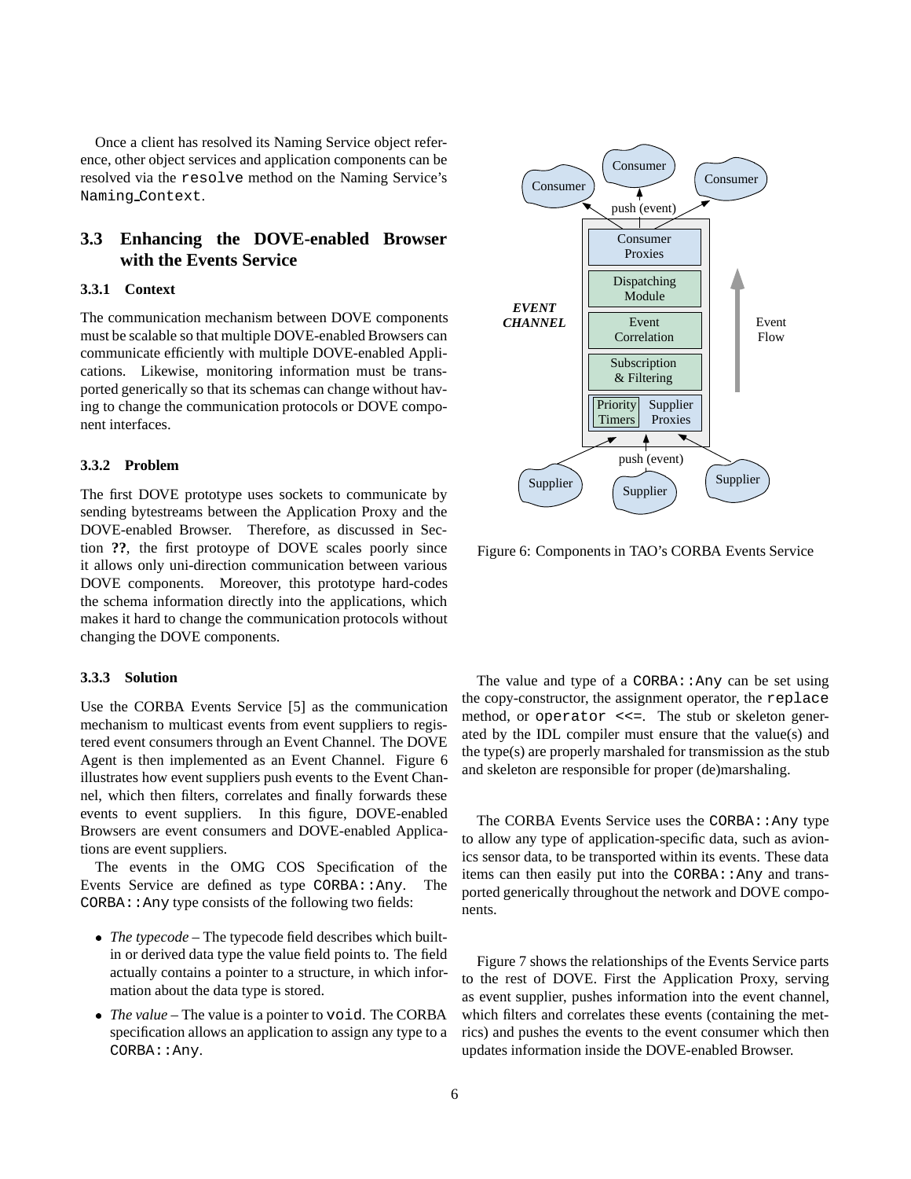Once a client has resolved its Naming Service object reference, other object services and application components can be resolved via the `resolve` method on the Naming Service's `Naming_Context`.

## 3.3 Enhancing the DOVE-enabled Browser with the Events Service

### 3.3.1 Context

The communication mechanism between DOVE components must be scalable so that multiple DOVE-enabled Browsers can communicate efficiently with multiple DOVE-enabled Applications. Likewise, monitoring information must be transported generically so that its schemas can change without having to change the communication protocols or DOVE component interfaces.

### 3.3.2 Problem

The first DOVE prototype uses sockets to communicate by sending bytestreams between the Application Proxy and the DOVE-enabled Browser. Therefore, as discussed in Section **??**, the first protoype of DOVE scales poorly since it allows only uni-direction communication between various DOVE components. Moreover, this prototype hard-codes the schema information directly into the applications, which makes it hard to change the communication protocols without changing the DOVE components.

### 3.3.3 Solution

Use the CORBA Events Service [5] as the communication mechanism to multicast events from event suppliers to registered event consumers through an Event Channel. The DOVE Agent is then implemented as an Event Channel. Figure 6 illustrates how event suppliers push events to the Event Channel, which then filters, correlates and finally forwards these events to event suppliers. In this figure, DOVE-enabled Browsers are event consumers and DOVE-enabled Applications are event suppliers.

The events in the OMG COS Specification of the Events Service are defined as type `CORBA::Any`. The `CORBA::Any` type consists of the following two fields:

- *The typecode* – The typecode field describes which built-in or derived data type the value field points to. The field actually contains a pointer to a structure, in which information about the data type is stored.
- *The value* – The value is a pointer to `void`. The CORBA specification allows an application to assign any type to a `CORBA::Any`.

Consumer, Consumer, Consumer, push (event), Consumer Proxies, Dispatching Module, EVENT CHANNEL, Event Correlation, Subscription & Filtering, Priority Timers, Supplier Proxies, Event Flow, push (event), Supplier, Supplier, Supplier

Figure 6: Components in TAO's CORBA Events Service

The value and type of a `CORBA::Any` can be set using the copy-constructor, the assignment operator, the `replace` method, or `operator <<=`. The stub or skeleton generated by the IDL compiler must ensure that the value(s) and the type(s) are properly marshaled for transmission as the stub and skeleton are responsible for proper (de)marshaling.

The CORBA Events Service uses the `CORBA::Any` type to allow any type of application-specific data, such as avionics sensor data, to be transported within its events. These data items can then easily put into the `CORBA::Any` and transported generically throughout the network and DOVE components.

Figure 7 shows the relationships of the Events Service parts to the rest of DOVE. First the Application Proxy, serving as event supplier, pushes information into the event channel, which filters and correlates these events (containing the metrics) and pushes the events to the event consumer which then updates information inside the DOVE-enabled Browser.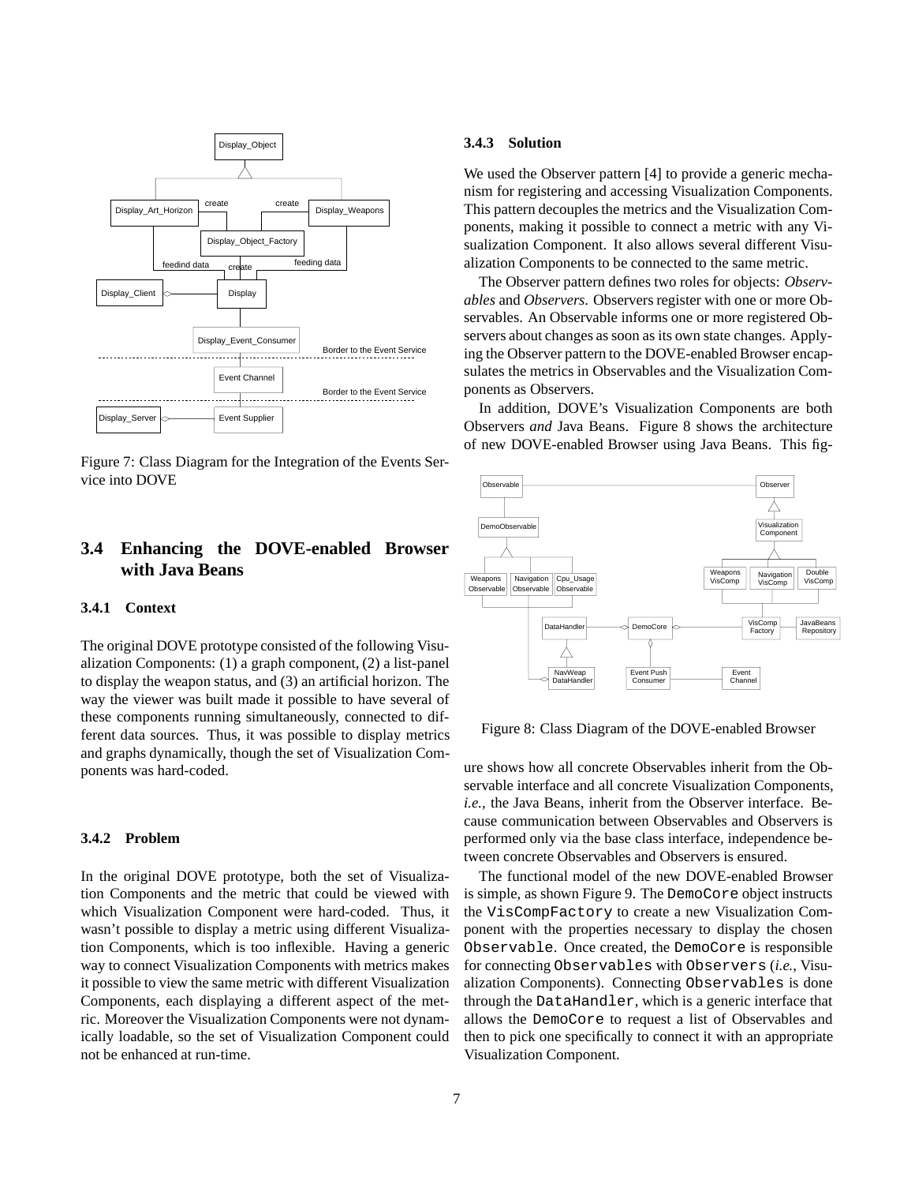Figure 7: Class Diagram for the Integration of the Events Service into DOVE

## 3.4 Enhancing the DOVE-enabled Browser with Java Beans

### 3.4.1 Context

The original DOVE prototype consisted of the following Visualization Components: (1) a graph component, (2) a list-panel to display the weapon status, and (3) an artificial horizon. The way the viewer was built made it possible to have several of these components running simultaneously, connected to different data sources. Thus, it was possible to display metrics and graphs dynamically, though the set of Visualization Components was hard-coded.

### 3.4.2 Problem

In the original DOVE prototype, both the set of Visualization Components and the metric that could be viewed with which Visualization Component were hard-coded. Thus, it wasn't possible to display a metric using different Visualization Components, which is too inflexible. Having a generic way to connect Visualization Components with metrics makes it possible to view the same metric with different Visualization Components, each displaying a different aspect of the metric. Moreover the Visualization Components were not dynamically loadable, so the set of Visualization Component could not be enhanced at run-time.

### 3.4.3 Solution

We used the Observer pattern [4] to provide a generic mechanism for registering and accessing Visualization Components. This pattern decouples the metrics and the Visualization Components, making it possible to connect a metric with any Visualization Component. It also allows several different Visualization Components to be connected to the same metric.

The Observer pattern defines two roles for objects: *Observables* and *Observers*. Observers register with one or more Observables. An Observable informs one or more registered Observers about changes as soon as its own state changes. Applying the Observer pattern to the DOVE-enabled Browser encapsulates the metrics in Observables and the Visualization Components as Observers.

In addition, DOVE's Visualization Components are both Observers *and* Java Beans. Figure 8 shows the architecture of new DOVE-enabled Browser using Java Beans. This figure shows how all concrete Observables inherit from the Observable interface and all concrete Visualization Components, *i.e.*, the Java Beans, inherit from the Observer interface. Because communication between Observables and Observers is performed only via the base class interface, independence between concrete Observables and Observers is ensured.

Figure 8: Class Diagram of the DOVE-enabled Browser

The functional model of the new DOVE-enabled Browser is simple, as shown Figure 9. The `DemoCore` object instructs the `VisCompFactory` to create a new Visualization Component with the properties necessary to display the chosen `Observable`. Once created, the `DemoCore` is responsible for connecting `Observables` with `Observers` (*i.e.*, Visualization Components). Connecting `Observables` is done through the `DataHandler`, which is a generic interface that allows the `DemoCore` to request a list of Observables and then to pick one specifically to connect it with an appropriate Visualization Component.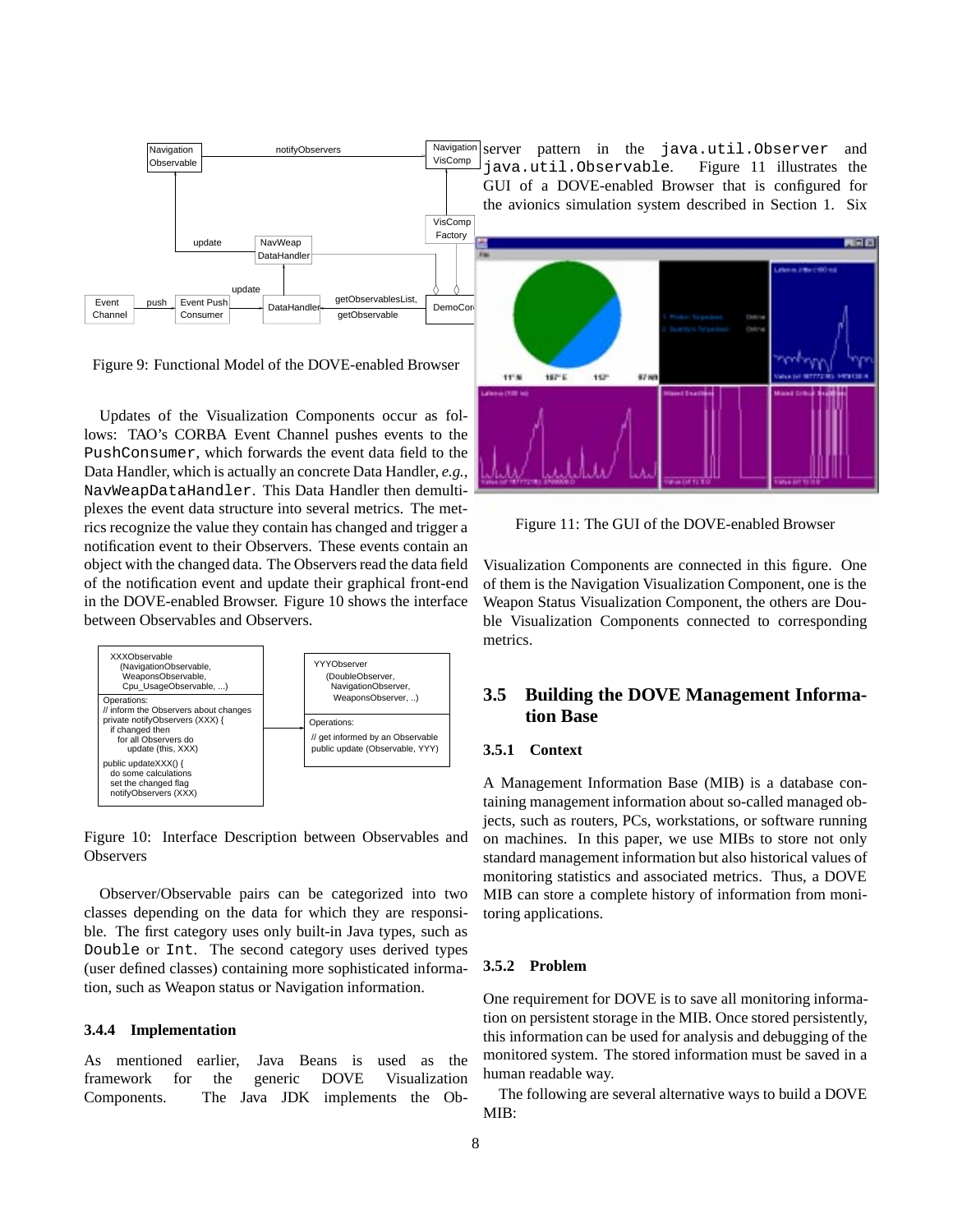Figure 9: Functional Model of the DOVE-enabled Browser

Updates of the Visualization Components occur as follows: TAO's CORBA Event Channel pushes events to the PushConsumer, which forwards the event data field to the Data Handler, which is actually an concrete Data Handler, *e.g.*, NavWeapDataHandler. This Data Handler then demultiplexes the event data structure into several metrics. The metrics recognize the value they contain has changed and trigger a notification event to their Observers. These events contain an object with the changed data. The Observers read the data field of the notification event and update their graphical front-end in the DOVE-enabled Browser. Figure 10 shows the interface between Observables and Observers.

Figure 10: Interface Description between Observables and Observers

Observer/Observable pairs can be categorized into two classes depending on the data for which they are responsible. The first category uses only built-in Java types, such as Double or Int. The second category uses derived types (user defined classes) containing more sophisticated information, such as Weapon status or Navigation information.

#### 3.4.4 Implementation

As mentioned earlier, Java Beans is used as the framework for the generic DOVE Visualization Components. The Java JDK implements the Observer pattern in the java.util.Observer and java.util.Observable. Figure 11 illustrates the GUI of a DOVE-enabled Browser that is configured for the avionics simulation system described in Section 1. Six Visualization Components are connected in this figure. One of them is the Navigation Visualization Component, one is the Weapon Status Visualization Component, the others are Double Visualization Components connected to corresponding metrics.

Figure 11: The GUI of the DOVE-enabled Browser

### 3.5 Building the DOVE Management Information Base

#### 3.5.1 Context

A Management Information Base (MIB) is a database containing management information about so-called managed objects, such as routers, PCs, workstations, or software running on machines. In this paper, we use MIBs to store not only standard management information but also historical values of monitoring statistics and associated metrics. Thus, a DOVE MIB can store a complete history of information from monitoring applications.

#### 3.5.2 Problem

One requirement for DOVE is to save all monitoring information on persistent storage in the MIB. Once stored persistently, this information can be used for analysis and debugging of the monitored system. The stored information must be saved in a human readable way.

The following are several alternative ways to build a DOVE MIB: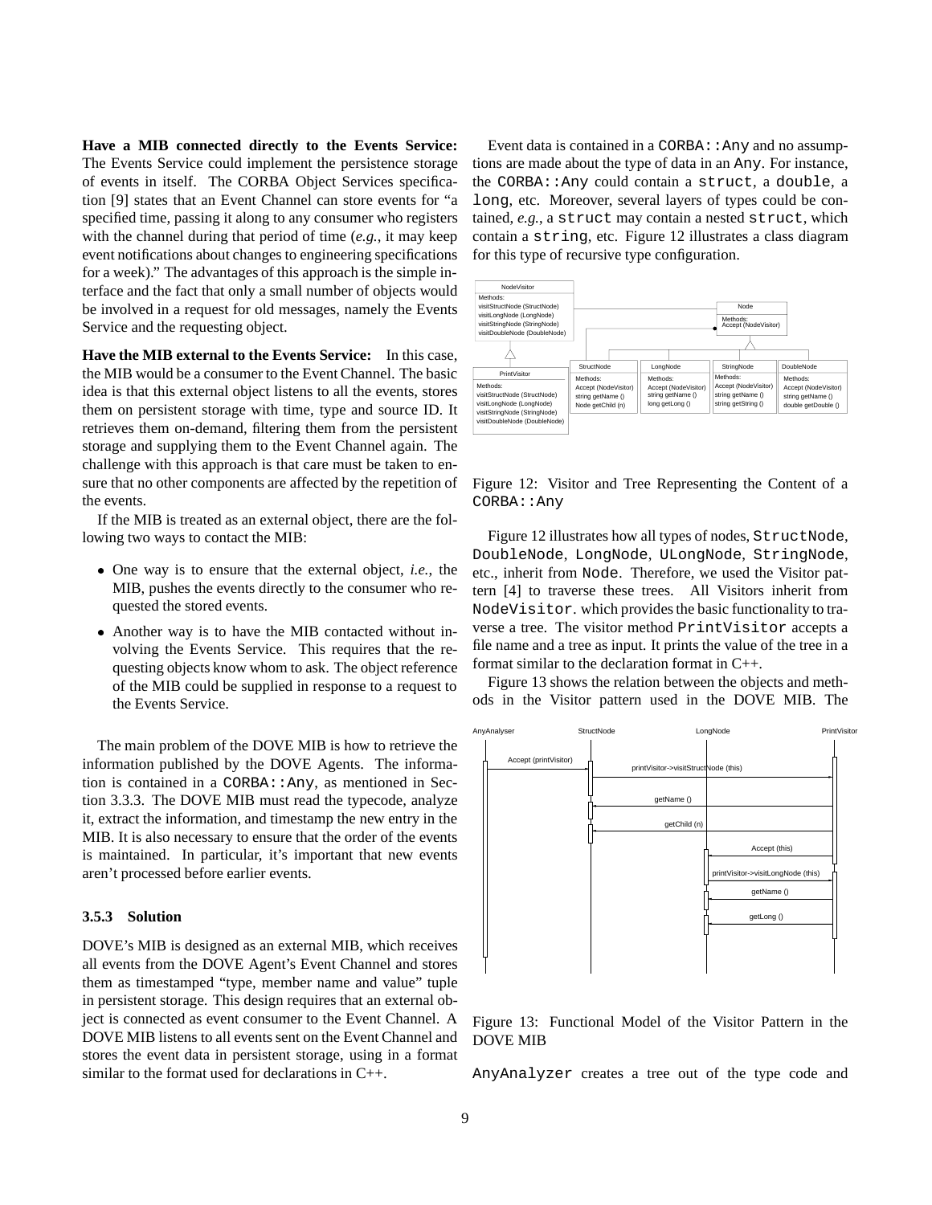**Have a MIB connected directly to the Events Service:** The Events Service could implement the persistence storage of events in itself. The CORBA Object Services specification [9] states that an Event Channel can store events for "a specified time, passing it along to any consumer who registers with the channel during that period of time (*e.g.*, it may keep event notifications about changes to engineering specifications for a week)." The advantages of this approach is the simple interface and the fact that only a small number of objects would be involved in a request for old messages, namely the Events Service and the requesting object.

**Have the MIB external to the Events Service:** In this case, the MIB would be a consumer to the Event Channel. The basic idea is that this external object listens to all the events, stores them on persistent storage with time, type and source ID. It retrieves them on-demand, filtering them from the persistent storage and supplying them to the Event Channel again. The challenge with this approach is that care must be taken to ensure that no other components are affected by the repetition of the events.

If the MIB is treated as an external object, there are the following two ways to contact the MIB:

- One way is to ensure that the external object, *i.e.*, the MIB, pushes the events directly to the consumer who requested the stored events.
- Another way is to have the MIB contacted without involving the Events Service. This requires that the requesting objects know whom to ask. The object reference of the MIB could be supplied in response to a request to the Events Service.

The main problem of the DOVE MIB is how to retrieve the information published by the DOVE Agents. The information is contained in a `CORBA::Any`, as mentioned in Section 3.3.3. The DOVE MIB must read the typecode, analyze it, extract the information, and timestamp the new entry in the MIB. It is also necessary to ensure that the order of the events is maintained. In particular, it's important that new events aren't processed before earlier events.

### 3.5.3 Solution

DOVE's MIB is designed as an external MIB, which receives all events from the DOVE Agent's Event Channel and stores them as timestamped "type, member name and value" tuple in persistent storage. This design requires that an external object is connected as event consumer to the Event Channel. A DOVE MIB listens to all events sent on the Event Channel and stores the event data in persistent storage, using in a format similar to the format used for declarations in C++.

Event data is contained in a `CORBA::Any` and no assumptions are made about the type of data in an `Any`. For instance, the `CORBA::Any` could contain a `struct`, a `double`, a `long`, etc. Moreover, several layers of types could be contained, *e.g.*, a `struct` may contain a nested `struct`, which contain a `string`, etc. Figure 12 illustrates a class diagram for this type of recursive type configuration.

Figure 12: Visitor and Tree Representing the Content of a `CORBA::Any`

Figure 12 illustrates how all types of nodes, `StructNode`, `DoubleNode`, `LongNode`, `ULongNode`, `StringNode`, etc., inherit from `Node`. Therefore, we used the Visitor pattern [4] to traverse these trees. All Visitors inherit from `NodeVisitor`. which provides the basic functionality to traverse a tree. The visitor method `PrintVisitor` accepts a file name and a tree as input. It prints the value of the tree in a format similar to the declaration format in C++.

Figure 13 shows the relation between the objects and methods in the Visitor pattern used in the DOVE MIB. The

Figure 13: Functional Model of the Visitor Pattern in the DOVE MIB

`AnyAnalyzer` creates a tree out of the type code and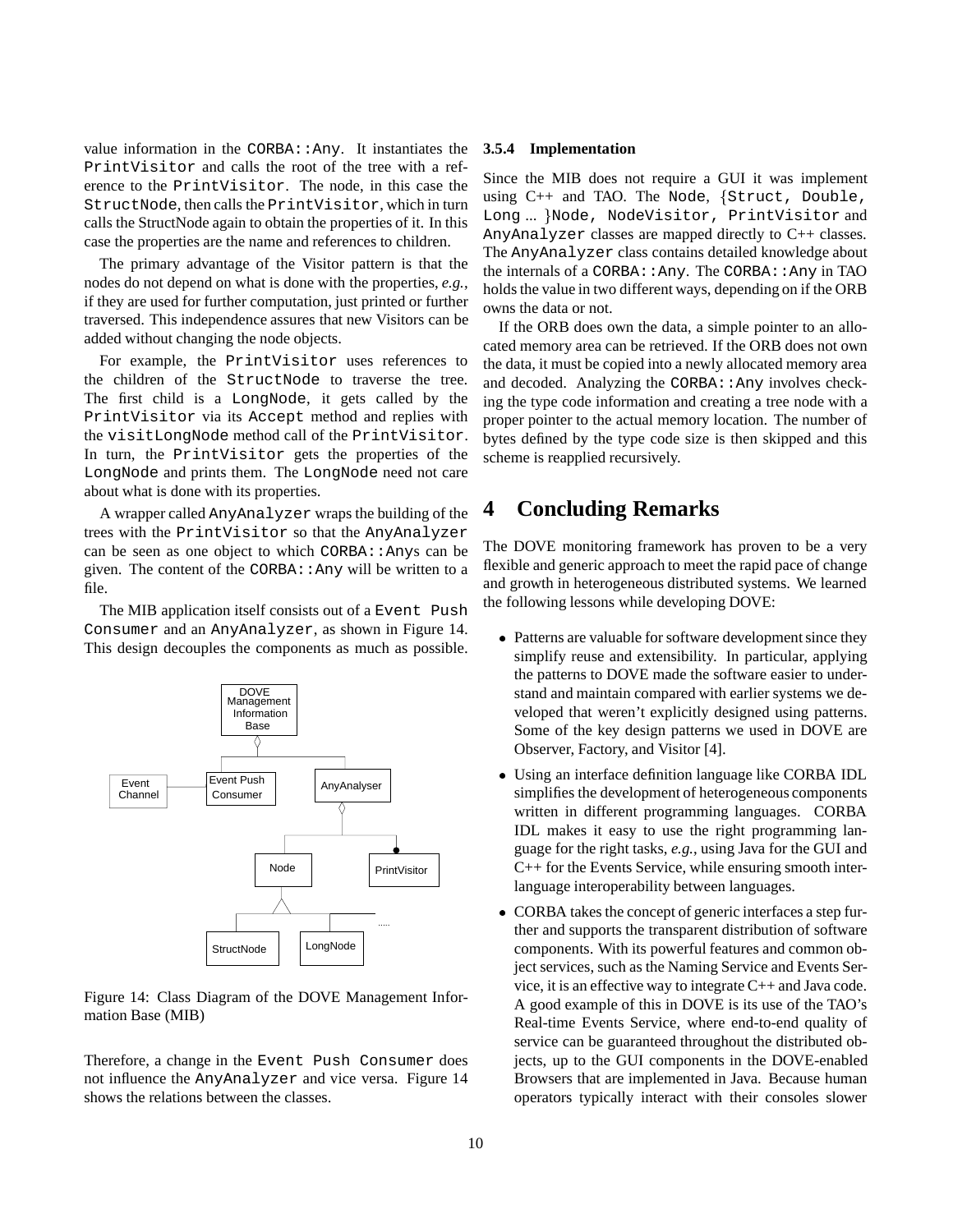value information in the `CORBA::Any`. It instantiates the `PrintVisitor` and calls the root of the tree with a reference to the `PrintVisitor`. The node, in this case the `StructNode`, then calls the `PrintVisitor`, which in turn calls the StructNode again to obtain the properties of it. In this case the properties are the name and references to children.

The primary advantage of the Visitor pattern is that the nodes do not depend on what is done with the properties, *e.g.*, if they are used for further computation, just printed or further traversed. This independence assures that new Visitors can be added without changing the node objects.

For example, the `PrintVisitor` uses references to the children of the `StructNode` to traverse the tree. The first child is a `LongNode`, it gets called by the `PrintVisitor` via its `Accept` method and replies with the `visitLongNode` method call of the `PrintVisitor`. In turn, the `PrintVisitor` gets the properties of the `LongNode` and prints them. The `LongNode` need not care about what is done with its properties.

A wrapper called `AnyAnalyzer` wraps the building of the trees with the `PrintVisitor` so that the `AnyAnalyzer` can be seen as one object to which `CORBA::Any`s can be given. The content of the `CORBA::Any` will be written to a file.

The MIB application itself consists out of a `Event Push Consumer` and an `AnyAnalyzer`, as shown in Figure 14. This design decouples the components as much as possible.

Figure 14: Class Diagram of the DOVE Management Information Base (MIB)

Therefore, a change in the `Event Push Consumer` does not influence the `AnyAnalyzer` and vice versa. Figure 14 shows the relations between the classes.

### 3.5.4 Implementation

Since the MIB does not require a GUI it was implement using C++ and TAO. The `Node`, {`Struct, Double, Long` ... }`Node, NodeVisitor, PrintVisitor` and `AnyAnalyzer` classes are mapped directly to C++ classes. The `AnyAnalyzer` class contains detailed knowledge about the internals of a `CORBA::Any`. The `CORBA::Any` in TAO holds the value in two different ways, depending on if the ORB owns the data or not.

If the ORB does own the data, a simple pointer to an allocated memory area can be retrieved. If the ORB does not own the data, it must be copied into a newly allocated memory area and decoded. Analyzing the `CORBA::Any` involves checking the type code information and creating a tree node with a proper pointer to the actual memory location. The number of bytes defined by the type code size is then skipped and this scheme is reapplied recursively.

# 4 Concluding Remarks

The DOVE monitoring framework has proven to be a very flexible and generic approach to meet the rapid pace of change and growth in heterogeneous distributed systems. We learned the following lessons while developing DOVE:

- Patterns are valuable for software development since they simplify reuse and extensibility. In particular, applying the patterns to DOVE made the software easier to understand and maintain compared with earlier systems we developed that weren't explicitly designed using patterns. Some of the key design patterns we used in DOVE are Observer, Factory, and Visitor [4].
- Using an interface definition language like CORBA IDL simplifies the development of heterogeneous components written in different programming languages. CORBA IDL makes it easy to use the right programming language for the right tasks, *e.g.*, using Java for the GUI and C++ for the Events Service, while ensuring smooth inter-language interoperability between languages.
- CORBA takes the concept of generic interfaces a step further and supports the transparent distribution of software components. With its powerful features and common object services, such as the Naming Service and Events Service, it is an effective way to integrate C++ and Java code. A good example of this in DOVE is its use of the TAO's Real-time Events Service, where end-to-end quality of service can be guaranteed throughout the distributed objects, up to the GUI components in the DOVE-enabled Browsers that are implemented in Java. Because human operators typically interact with their consoles slower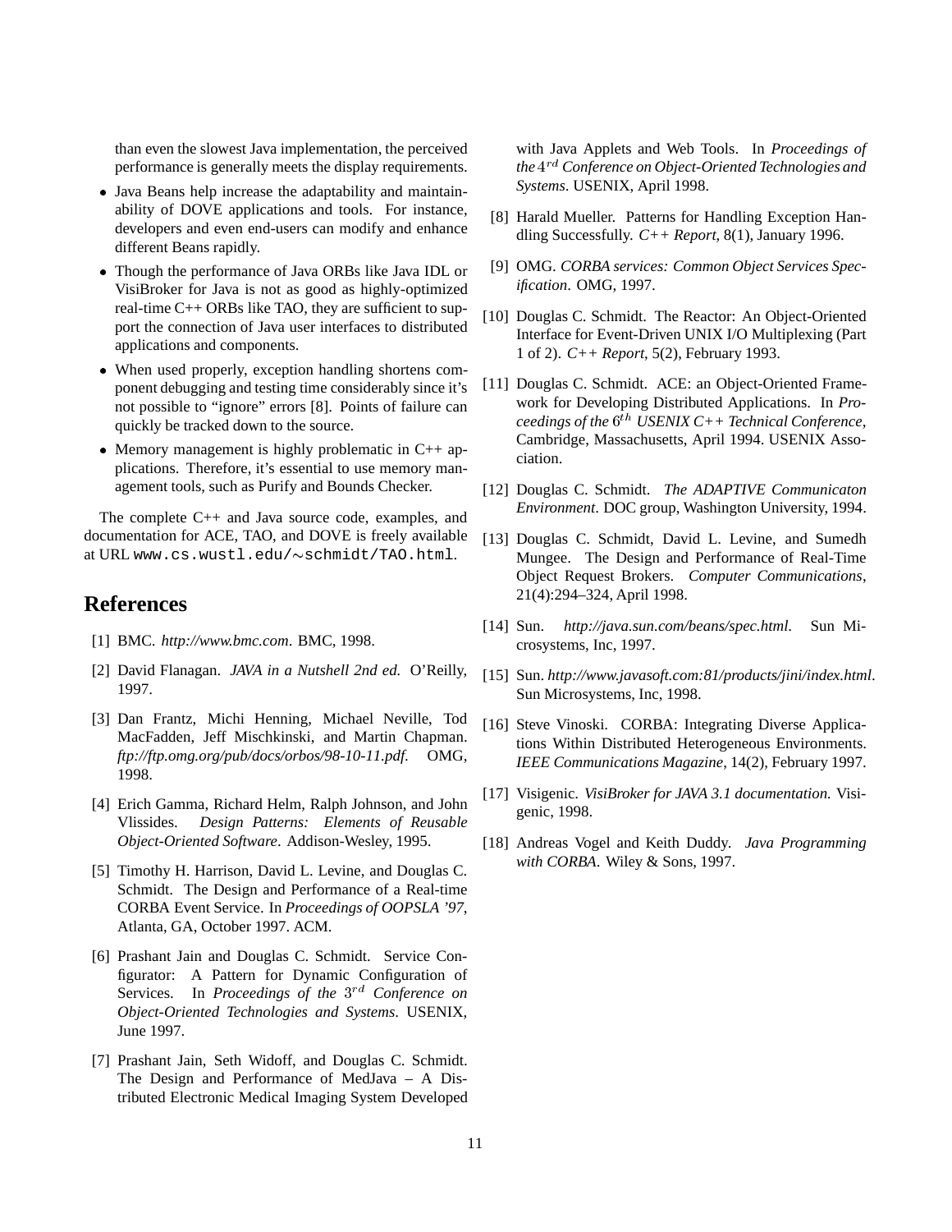than even the slowest Java implementation, the perceived performance is generally meets the display requirements.

- Java Beans help increase the adaptability and maintainability of DOVE applications and tools. For instance, developers and even end-users can modify and enhance different Beans rapidly.
- Though the performance of Java ORBs like Java IDL or VisiBroker for Java is not as good as highly-optimized real-time C++ ORBs like TAO, they are sufficient to support the connection of Java user interfaces to distributed applications and components.
- When used properly, exception handling shortens component debugging and testing time considerably since it's not possible to "ignore" errors [8]. Points of failure can quickly be tracked down to the source.
- Memory management is highly problematic in C++ applications. Therefore, it's essential to use memory management tools, such as Purify and Bounds Checker.

The complete C++ and Java source code, examples, and documentation for ACE, TAO, and DOVE is freely available at URL `www.cs.wustl.edu/~schmidt/TAO.html`.

## References

[1] BMC. *http://www.bmc.com*. BMC, 1998.

[2] David Flanagan. *JAVA in a Nutshell 2nd ed.* O'Reilly, 1997.

[3] Dan Frantz, Michi Henning, Michael Neville, Tod MacFadden, Jeff Mischkinski, and Martin Chapman. *ftp://ftp.omg.org/pub/docs/orbos/98-10-11.pdf*. OMG, 1998.

[4] Erich Gamma, Richard Helm, Ralph Johnson, and John Vlissides. *Design Patterns: Elements of Reusable Object-Oriented Software*. Addison-Wesley, 1995.

[5] Timothy H. Harrison, David L. Levine, and Douglas C. Schmidt. The Design and Performance of a Real-time CORBA Event Service. In *Proceedings of OOPSLA '97*, Atlanta, GA, October 1997. ACM.

[6] Prashant Jain and Douglas C. Schmidt. Service Configurator: A Pattern for Dynamic Configuration of Services. In *Proceedings of the* $3^{rd}$ *Conference on Object-Oriented Technologies and Systems*. USENIX, June 1997.

[7] Prashant Jain, Seth Widoff, and Douglas C. Schmidt. The Design and Performance of MedJava – A Distributed Electronic Medical Imaging System Developed with Java Applets and Web Tools. In *Proceedings of the* $4^{rd}$ *Conference on Object-Oriented Technologies and Systems*. USENIX, April 1998.

[8] Harald Mueller. Patterns for Handling Exception Handling Successfully. *C++ Report*, 8(1), January 1996.

[9] OMG. *CORBA services: Common Object Services Specification*. OMG, 1997.

[10] Douglas C. Schmidt. The Reactor: An Object-Oriented Interface for Event-Driven UNIX I/O Multiplexing (Part 1 of 2). *C++ Report*, 5(2), February 1993.

[11] Douglas C. Schmidt. ACE: an Object-Oriented Framework for Developing Distributed Applications. In *Proceedings of the* $6^{th}$ *USENIX C++ Technical Conference*, Cambridge, Massachusetts, April 1994. USENIX Association.

[12] Douglas C. Schmidt. *The ADAPTIVE Communicaton Environment*. DOC group, Washington University, 1994.

[13] Douglas C. Schmidt, David L. Levine, and Sumedh Mungee. The Design and Performance of Real-Time Object Request Brokers. *Computer Communications*, 21(4):294–324, April 1998.

[14] Sun. *http://java.sun.com/beans/spec.html*. Sun Microsystems, Inc, 1997.

[15] Sun. *http://www.javasoft.com:81/products/jini/index.html*. Sun Microsystems, Inc, 1998.

[16] Steve Vinoski. CORBA: Integrating Diverse Applications Within Distributed Heterogeneous Environments. *IEEE Communications Magazine*, 14(2), February 1997.

[17] Visigenic. *VisiBroker for JAVA 3.1 documentation.* Visigenic, 1998.

[18] Andreas Vogel and Keith Duddy. *Java Programming with CORBA*. Wiley & Sons, 1997.